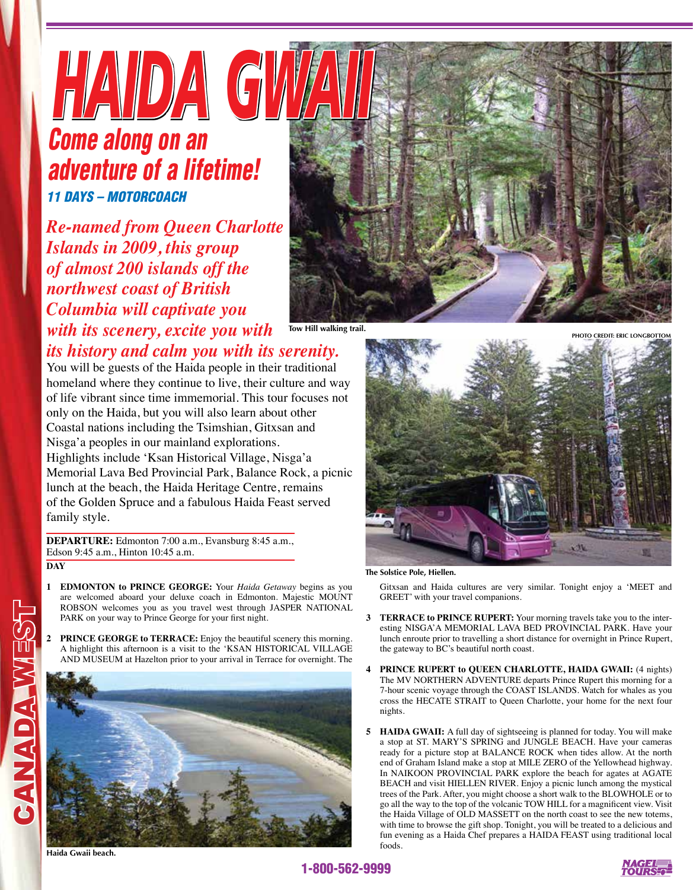# HAIDA GWAII

## Come along on an adventure of a lifetime!

### 11 DAYS – MOTORCOACH

*Re-named from Queen Charlotte Islands in 2009, this group of almost 200 islands off the northwest coast of British Columbia will captivate you with its scenery, excite you with its history and calm you with its serenity.*

You will be guests of the Haida people in their traditional homeland where they continue to live, their culture and way of life vibrant since time immemorial. This tour focuses not only on the Haida, but you will also learn about other Coastal nations including the Tsimshian, Gitxsan and Nisga'a peoples in our mainland explorations. Highlights include 'Ksan Historical Village, Nisga'a Memorial Lava Bed Provincial Park, Balance Rock, a picnic lunch at the beach, the Haida Heritage Centre, remains of the Golden Spruce and a fabulous Haida Feast served family style.

Tow Hill walking trail.

PHOTO CREDIT: ERIC LONGBOTTOM

The Solstice Pole, Hiellen.

**DEPARTURE:** Edmonton 7:00 a.m., Evansburg 8:45 a.m., Edson 9:45 a.m., Hinton 10:45 a.m.

**DAY**

**1 EDMONTON to PRINCE GEORGE:** Your *Haida Getaway* begins as you are welcomed aboard your deluxe coach in Edmonton. Majestic MOUNT ROBSON welcomes you as you travel west through JASPER NATIONAL PARK on your way to Prince George for your first night.

**2 PRINCE GEORGE to TERRACE:** Enjoy the beautiful scenery this morning. A highlight this afternoon is a visit to the 'KSAN HISTORICAL VILLAGE AND MUSEUM at Hazelton prior to your arrival in Terrace for overnight. The Gitxsan and Haida cultures are very similar. Tonight enjoy a 'MEET and GREET' with your travel companions.

Haida Gwaii beach.

**3 TERRACE to PRINCE RUPERT:** Your morning travels take you to the interesting NISGA'A MEMORIAL LAVA BED PROVINCIAL PARK. Have your lunch enroute prior to travelling a short distance for overnight in Prince Rupert, the gateway to BC's beautiful north coast.

**4 PRINCE RUPERT to QUEEN CHARLOTTE, HAIDA GWAII:** (4 nights) The MV NORTHERN ADVENTURE departs Prince Rupert this morning for a 7-hour scenic voyage through the COAST ISLANDS. Watch for whales as you cross the HECATE STRAIT to Queen Charlotte, your home for the next four nights.

**5 HAIDA GWAII:** A full day of sightseeing is planned for today. You will make a stop at ST. MARY'S SPRING and JUNGLE BEACH. Have your cameras ready for a picture stop at BALANCE ROCK when tides allow. At the north end of Graham Island make a stop at MILE ZERO of the Yellowhead highway. In NAIKOON PROVINCIAL PARK explore the beach for agates at AGATE BEACH and visit HIELLEN RIVER. Enjoy a picnic lunch among the mystical trees of the Park. After, you might choose a short walk to the BLOWHOLE or to go all the way to the top of the volcanic TOW HILL for a magnificent view. Visit the Haida Village of OLD MASSETT on the north coast to see the new totems, with time to browse the gift shop. Tonight, you will be treated to a delicious and fun evening as a Haida Chef prepares a HAIDA FEAST using traditional local foods.

CANADA WEST

1-800-562-9999

NAGEL TOURS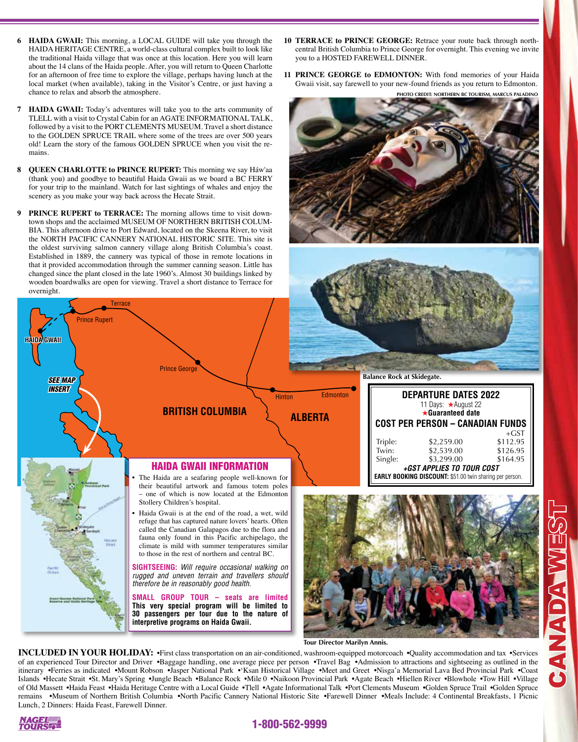**6 HAIDA GWAII:** This morning, a LOCAL GUIDE will take you through the HAIDA HERITAGE CENTRE, a world-class cultural complex built to look like the traditional Haida village that was once at this location. Here you will learn about the 14 clans of the Haida people. After, you will return to Queen Charlotte for an afternoon of free time to explore the village, perhaps having lunch at the local market (when available), taking in the Visitor's Centre, or just having a chance to relax and absorb the atmosphere.

**7 HAIDA GWAII:** Today's adventures will take you to the arts community of TLELL with a visit to Crystal Cabin for an AGATE INFORMATIONAL TALK, followed by a visit to the PORT CLEMENTS MUSEUM. Travel a short distance to the GOLDEN SPRUCE TRAIL where some of the trees are over 500 years old! Learn the story of the famous GOLDEN SPRUCE when you visit the remains.

**8 QUEEN CHARLOTTE to PRINCE RUPERT:** This morning we say Háw'aa (thank you) and goodbye to beautiful Haida Gwaii as we board a BC FERRY for your trip to the mainland. Watch for last sightings of whales and enjoy the scenery as you make your way back across the Hecate Strait.

**9 PRINCE RUPERT to TERRACE:** The morning allows time to visit downtown shops and the acclaimed MUSEUM OF NORTHERN BRITISH COLUMBIA. This afternoon drive to Port Edward, located on the Skeena River, to visit the NORTH PACIFIC CANNERY NATIONAL HISTORIC SITE. This site is the oldest surviving salmon cannery village along British Columbia's coast. Established in 1889, the cannery was typical of those in remote locations in that it provided accommodation through the summer canning season. Little has changed since the plant closed in the late 1960's. Almost 30 buildings linked by wooden boardwalks are open for viewing. Travel a short distance to Terrace for overnight.

**10 TERRACE to PRINCE GEORGE:** Retrace your route back through north-central British Columbia to Prince George for overnight. This evening we invite you to a HOSTED FAREWELL DINNER.

**11 PRINCE GEORGE to EDMONTON:** With fond memories of your Haida Gwaii visit, say farewell to your new-found friends as you return to Edmonton.

PHOTO CREDIT: NORTHERN BC TOURISM, MARCUS PALADINO

Terrace
Prince Rupert
HAIDA GWAII
Prince George
SEE MAP INSERT
Hinton
Edmonton
BRITISH COLUMBIA
ALBERTA

Balance Rock at Skidegate.

## DEPARTURE DATES 2022

11 Days: ★August 22
★Guaranteed date

## COST PER PERSON – CANADIAN FUNDS

| | | +GST |
|---|---|---|
| Triple: | $2,259.00 | $112.95 |
| Twin: | $2,539.00 | $126.95 |
| Single: | $3,299.00 | $164.95 |

***+GST APPLIES TO TOUR COST***

**EARLY BOOKING DISCOUNT:** $51.00 twin sharing per person.

## HAIDA GWAII INFORMATION

- The Haida are a seafaring people well-known for their beautiful artwork and famous totem poles – one of which is now located at the Edmonton Stollery Children's hospital.
- Haida Gwaii is at the end of the road, a wet, wild refuge that has captured nature lovers' hearts. Often called the Canadian Galapagos due to the flora and fauna only found in this Pacific archipelago, the climate is mild with summer temperatures similar to those in the rest of northern and central BC.

**SIGHTSEEING:** *Will require occasional walking on rugged and uneven terrain and travellers should therefore be in reasonably good health.*

**SMALL GROUP TOUR – seats are limited**
**This very special program will be limited to 30 passengers per tour due to the nature of interpretive programs on Haida Gwaii.**

Tour Director Marilyn Annis.

**INCLUDED IN YOUR HOLIDAY:** •First class transportation on an air-conditioned, washroom-equipped motorcoach •Quality accommodation and tax •Services of an experienced Tour Director and Driver •Baggage handling, one average piece per person •Travel Bag •Admission to attractions and sightseeing as outlined in the itinerary •Ferries as indicated •Mount Robson •Jasper National Park •'Ksan Historical Village •Meet and Greet •Nisga'a Memorial Lava Bed Provincial Park •Coast Islands •Hecate Strait •St. Mary's Spring •Jungle Beach •Balance Rock •Mile 0 •Naikoon Provincial Park •Agate Beach •Hiellen River •Blowhole •Tow Hill •Village of Old Massett •Haida Feast •Haida Heritage Centre with a Local Guide •Tlell •Agate Informational Talk •Port Clements Museum •Golden Spruce Trail •Golden Spruce remains •Museum of Northern British Columbia •North Pacific Cannery National Historic Site •Farewell Dinner •Meals Include: 4 Continental Breakfasts, 1 Picnic Lunch, 2 Dinners: Haida Feast, Farewell Dinner.

NAGEL TOURS

1-800-562-9999

CANADA WEST